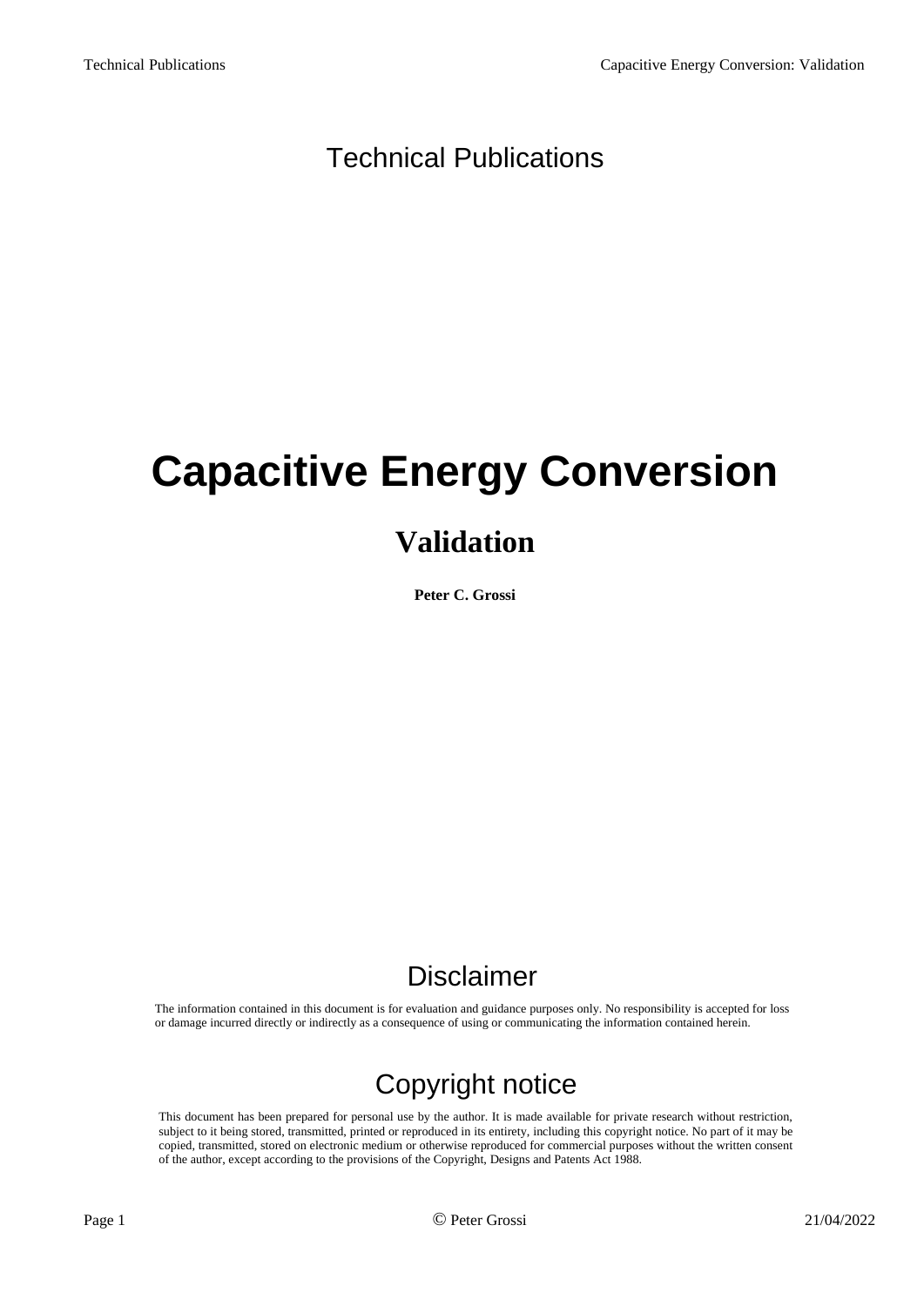Technical Publications

# Capacitive Energy Conversion

## Validation

**Peter C. Grossi**

### Disclaimer

The information contained in this document is for evaluation and guidance purposes only. No responsibility is accepted for loss or damage incurred directly or indirectly as a consequence of using or communicating the information contained herein.

### Copyright notice

This document has been prepared for personal use by the author. It is made available for private research without restriction, subject to it being stored, transmitted, printed or reproduced in its entirety, including this copyright notice. No part of it may be copied, transmitted, stored on electronic medium or otherwise reproduced for commercial purposes without the written consent of the author, except according to the provisions of the Copyright, Designs and Patents Act 1988.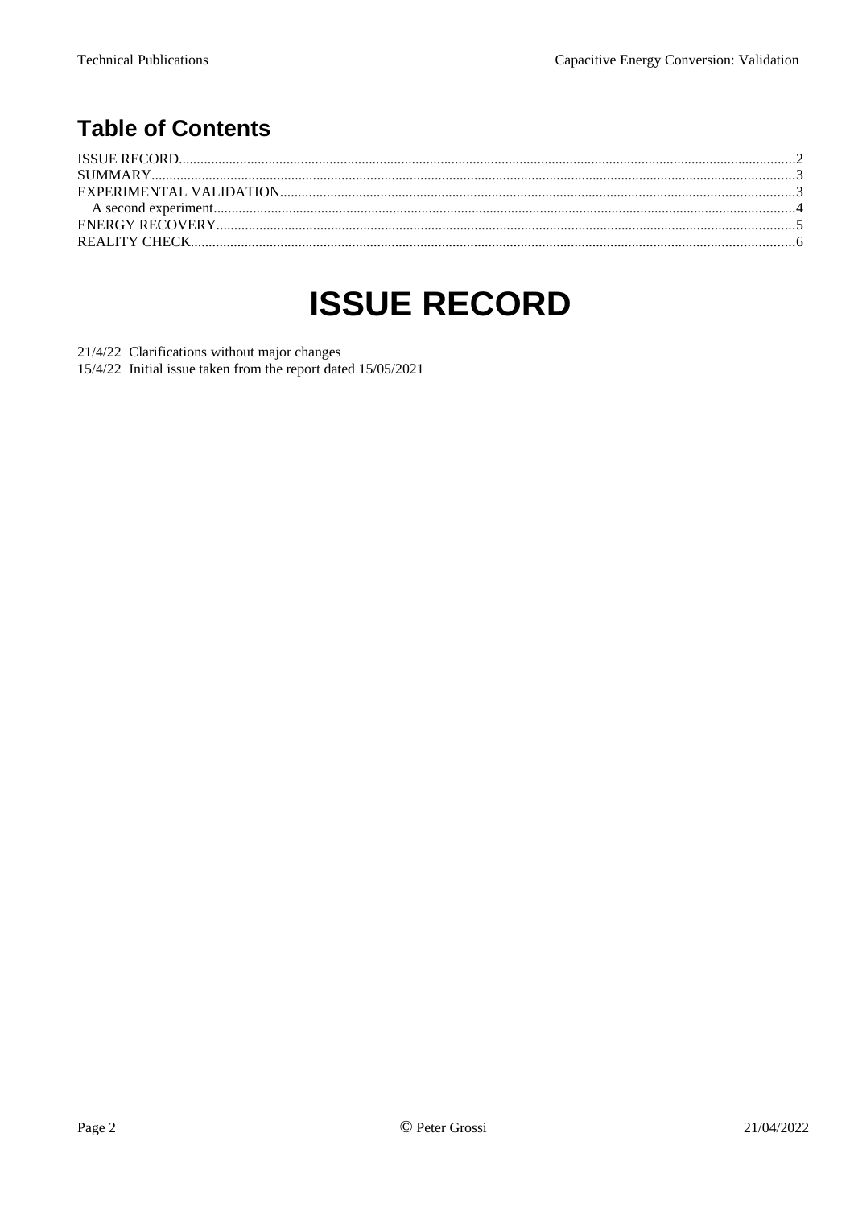## Table of Contents

ISSUE RECORD.....2
SUMMARY.....3
EXPERIMENTAL VALIDATION.....3
  A second experiment.....4
ENERGY RECOVERY.....5
REALITY CHECK.....6

# ISSUE RECORD

21/4/22 Clarifications without major changes
15/4/22 Initial issue taken from the report dated 15/05/2021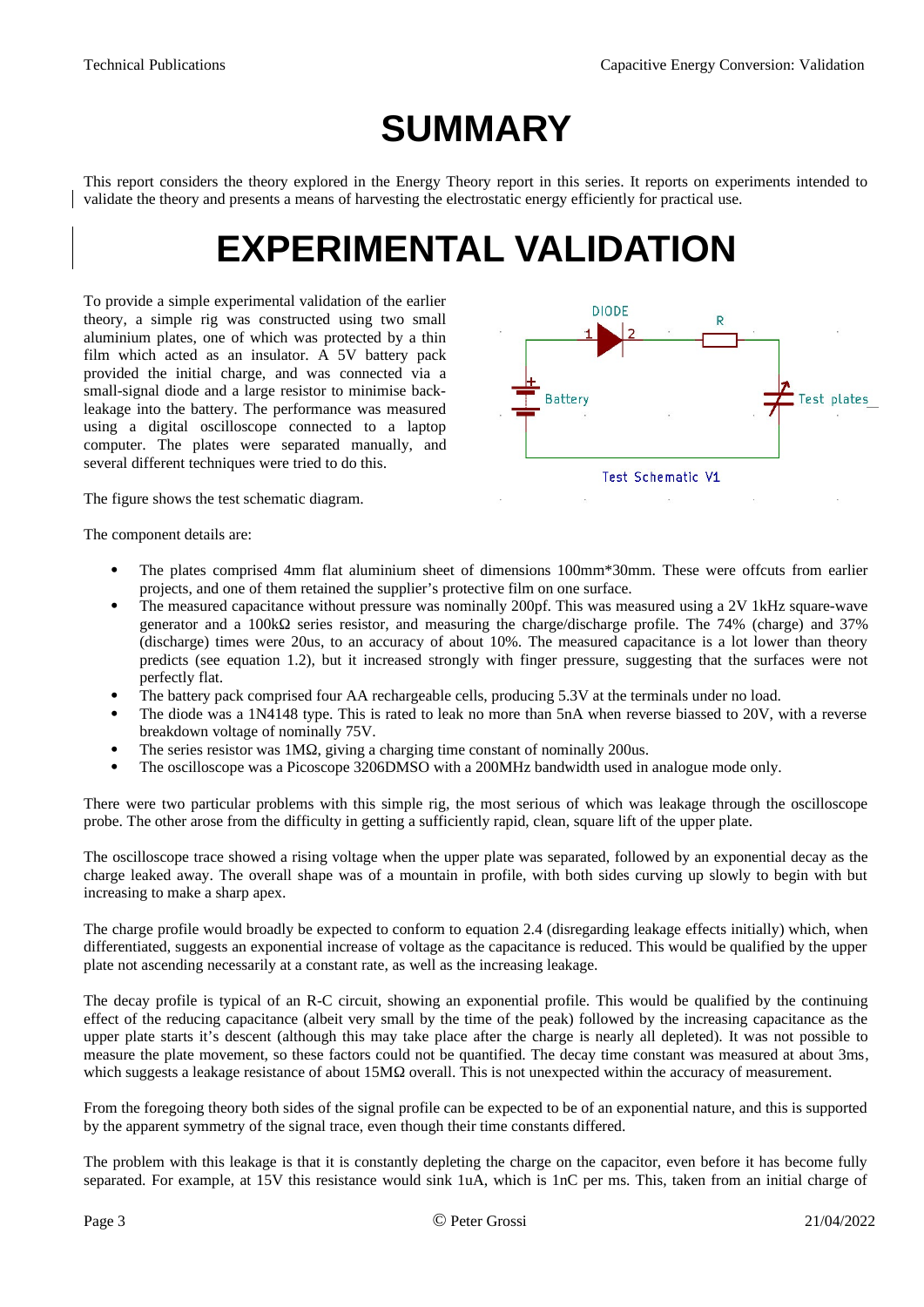# SUMMARY

This report considers the theory explored in the Energy Theory report in this series. It reports on experiments intended to validate the theory and presents a means of harvesting the electrostatic energy efficiently for practical use.

# EXPERIMENTAL VALIDATION

To provide a simple experimental validation of the earlier theory, a simple rig was constructed using two small aluminium plates, one of which was protected by a thin film which acted as an insulator. A 5V battery pack provided the initial charge, and was connected via a small-signal diode and a large resistor to minimise back-leakage into the battery. The performance was measured using a digital oscilloscope connected to a laptop computer. The plates were separated manually, and several different techniques were tried to do this.

The figure shows the test schematic diagram.

Test Schematic V1

The component details are:

- The plates comprised 4mm flat aluminium sheet of dimensions 100mm*30mm. These were offcuts from earlier projects, and one of them retained the supplier's protective film on one surface.
- The measured capacitance without pressure was nominally 200pf. This was measured using a 2V 1kHz square-wave generator and a 100kΩ series resistor, and measuring the charge/discharge profile. The 74% (charge) and 37% (discharge) times were 20us, to an accuracy of about 10%. The measured capacitance is a lot lower than theory predicts (see equation 1.2), but it increased strongly with finger pressure, suggesting that the surfaces were not perfectly flat.
- The battery pack comprised four AA rechargeable cells, producing 5.3V at the terminals under no load.
- The diode was a 1N4148 type. This is rated to leak no more than 5nA when reverse biassed to 20V, with a reverse breakdown voltage of nominally 75V.
- The series resistor was 1MΩ, giving a charging time constant of nominally 200us.
- The oscilloscope was a Picoscope 3206DMSO with a 200MHz bandwidth used in analogue mode only.

There were two particular problems with this simple rig, the most serious of which was leakage through the oscilloscope probe. The other arose from the difficulty in getting a sufficiently rapid, clean, square lift of the upper plate.

The oscilloscope trace showed a rising voltage when the upper plate was separated, followed by an exponential decay as the charge leaked away. The overall shape was of a mountain in profile, with both sides curving up slowly to begin with but increasing to make a sharp apex.

The charge profile would broadly be expected to conform to equation 2.4 (disregarding leakage effects initially) which, when differentiated, suggests an exponential increase of voltage as the capacitance is reduced. This would be qualified by the upper plate not ascending necessarily at a constant rate, as well as the increasing leakage.

The decay profile is typical of an R-C circuit, showing an exponential profile. This would be qualified by the continuing effect of the reducing capacitance (albeit very small by the time of the peak) followed by the increasing capacitance as the upper plate starts it's descent (although this may take place after the charge is nearly all depleted). It was not possible to measure the plate movement, so these factors could not be quantified. The decay time constant was measured at about 3ms, which suggests a leakage resistance of about 15MΩ overall. This is not unexpected within the accuracy of measurement.

From the foregoing theory both sides of the signal profile can be expected to be of an exponential nature, and this is supported by the apparent symmetry of the signal trace, even though their time constants differed.

The problem with this leakage is that it is constantly depleting the charge on the capacitor, even before it has become fully separated. For example, at 15V this resistance would sink 1uA, which is 1nC per ms. This, taken from an initial charge of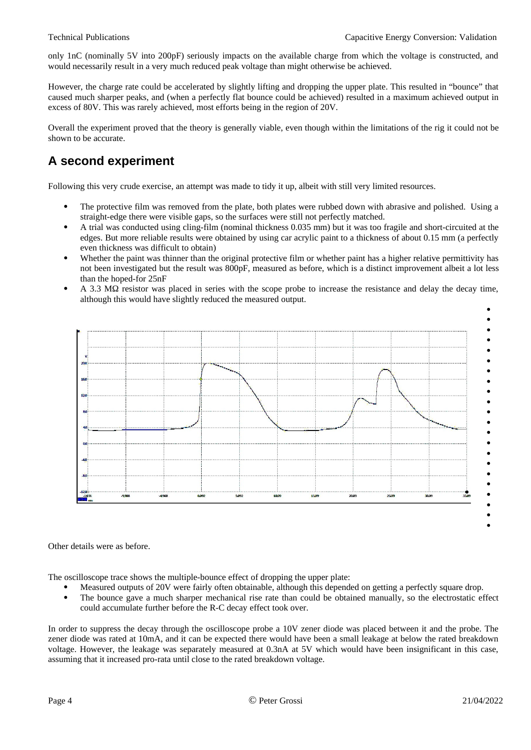only 1nC (nominally 5V into 200pF) seriously impacts on the available charge from which the voltage is constructed, and would necessarily result in a very much reduced peak voltage than might otherwise be achieved.

However, the charge rate could be accelerated by slightly lifting and dropping the upper plate. This resulted in "bounce" that caused much sharper peaks, and (when a perfectly flat bounce could be achieved) resulted in a maximum achieved output in excess of 80V. This was rarely achieved, most efforts being in the region of 20V.

Overall the experiment proved that the theory is generally viable, even though within the limitations of the rig it could not be shown to be accurate.

## A second experiment

Following this very crude exercise, an attempt was made to tidy it up, albeit with still very limited resources.

- The protective film was removed from the plate, both plates were rubbed down with abrasive and polished. Using a straight-edge there were visible gaps, so the surfaces were still not perfectly matched.
- A trial was conducted using cling-film (nominal thickness 0.035 mm) but it was too fragile and short-circuited at the edges. But more reliable results were obtained by using car acrylic paint to a thickness of about 0.15 mm (a perfectly even thickness was difficult to obtain)
- Whether the paint was thinner than the original protective film or whether paint has a higher relative permittivity has not been investigated but the result was 800pF, measured as before, which is a distinct improvement albeit a lot less than the hoped-for 25nF
- A 3.3 MΩ resistor was placed in series with the scope probe to increase the resistance and delay the decay time, although this would have slightly reduced the measured output.

Other details were as before.

The oscilloscope trace shows the multiple-bounce effect of dropping the upper plate:

- Measured outputs of 20V were fairly often obtainable, although this depended on getting a perfectly square drop.
- The bounce gave a much sharper mechanical rise rate than could be obtained manually, so the electrostatic effect could accumulate further before the R-C decay effect took over.

In order to suppress the decay through the oscilloscope probe a 10V zener diode was placed between it and the probe. The zener diode was rated at 10mA, and it can be expected there would have been a small leakage at below the rated breakdown voltage. However, the leakage was separately measured at 0.3nA at 5V which would have been insignificant in this case, assuming that it increased pro-rata until close to the rated breakdown voltage.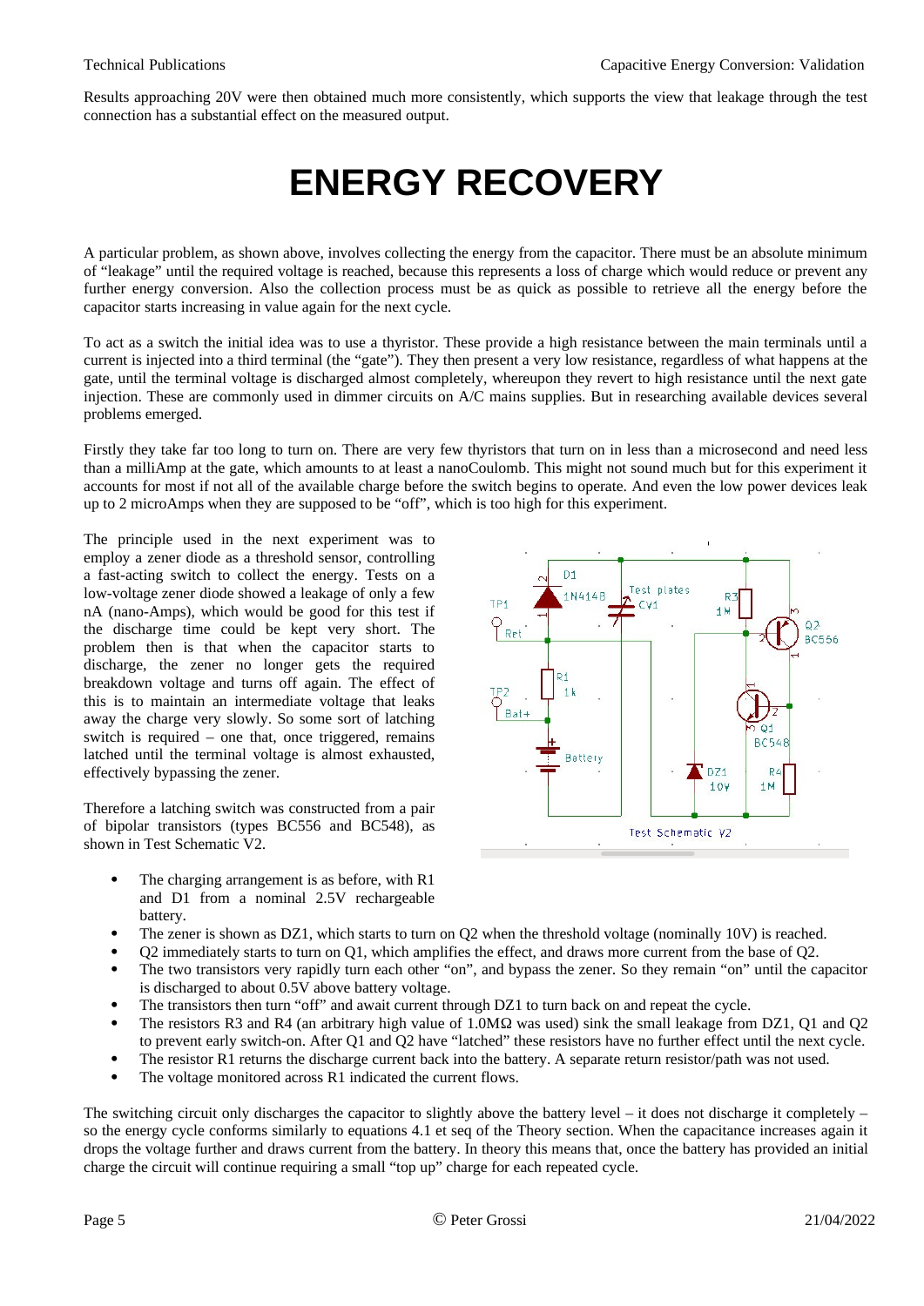Results approaching 20V were then obtained much more consistently, which supports the view that leakage through the test connection has a substantial effect on the measured output.

# ENERGY RECOVERY

A particular problem, as shown above, involves collecting the energy from the capacitor. There must be an absolute minimum of "leakage" until the required voltage is reached, because this represents a loss of charge which would reduce or prevent any further energy conversion. Also the collection process must be as quick as possible to retrieve all the energy before the capacitor starts increasing in value again for the next cycle.

To act as a switch the initial idea was to use a thyristor. These provide a high resistance between the main terminals until a current is injected into a third terminal (the "gate"). They then present a very low resistance, regardless of what happens at the gate, until the terminal voltage is discharged almost completely, whereupon they revert to high resistance until the next gate injection. These are commonly used in dimmer circuits on A/C mains supplies. But in researching available devices several problems emerged.

Firstly they take far too long to turn on. There are very few thyristors that turn on in less than a microsecond and need less than a milliAmp at the gate, which amounts to at least a nanoCoulomb. This might not sound much but for this experiment it accounts for most if not all of the available charge before the switch begins to operate. And even the low power devices leak up to 2 microAmps when they are supposed to be "off", which is too high for this experiment.

The principle used in the next experiment was to employ a zener diode as a threshold sensor, controlling a fast-acting switch to collect the energy. Tests on a low-voltage zener diode showed a leakage of only a few nA (nano-Amps), which would be good for this test if the discharge time could be kept very short. The problem then is that when the capacitor starts to discharge, the zener no longer gets the required breakdown voltage and turns off again. The effect of this is to maintain an intermediate voltage that leaks away the charge very slowly. So some sort of latching switch is required – one that, once triggered, remains latched until the terminal voltage is almost exhausted, effectively bypassing the zener.

Therefore a latching switch was constructed from a pair of bipolar transistors (types BC556 and BC548), as shown in Test Schematic V2.

- The charging arrangement is as before, with R1 and D1 from a nominal 2.5V rechargeable battery.
- The zener is shown as DZ1, which starts to turn on Q2 when the threshold voltage (nominally 10V) is reached.
- Q2 immediately starts to turn on Q1, which amplifies the effect, and draws more current from the base of Q2.
- The two transistors very rapidly turn each other "on", and bypass the zener. So they remain "on" until the capacitor is discharged to about 0.5V above battery voltage.
- The transistors then turn "off" and await current through DZ1 to turn back on and repeat the cycle.
- The resistors R3 and R4 (an arbitrary high value of 1.0MΩ was used) sink the small leakage from DZ1, Q1 and Q2 to prevent early switch-on. After Q1 and Q2 have "latched" these resistors have no further effect until the next cycle.
- The resistor R1 returns the discharge current back into the battery. A separate return resistor/path was not used.
- The voltage monitored across R1 indicated the current flows.

The switching circuit only discharges the capacitor to slightly above the battery level – it does not discharge it completely – so the energy cycle conforms similarly to equations 4.1 et seq of the Theory section. When the capacitance increases again it drops the voltage further and draws current from the battery. In theory this means that, once the battery has provided an initial charge the circuit will continue requiring a small "top up" charge for each repeated cycle.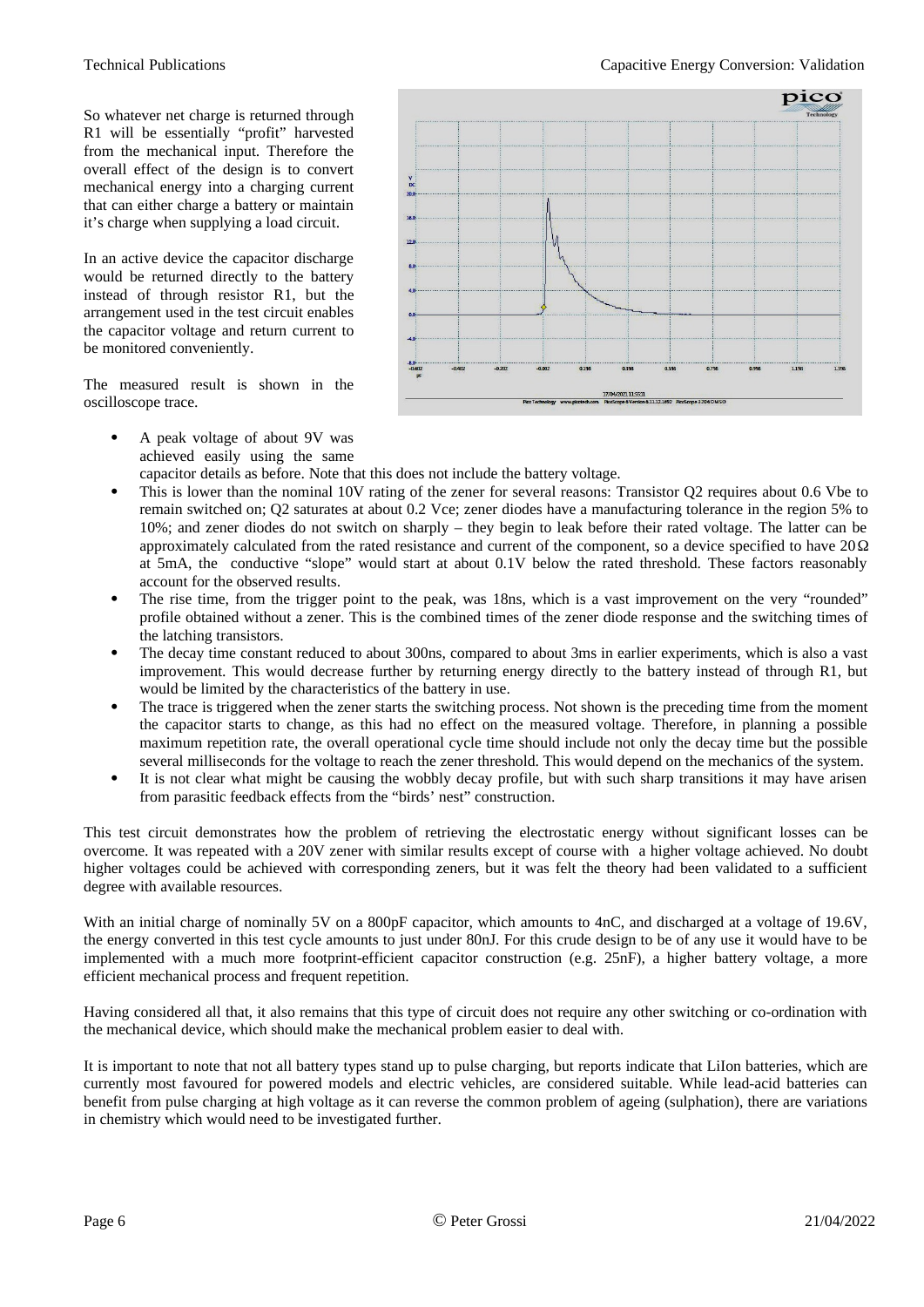So whatever net charge is returned through R1 will be essentially "profit" harvested from the mechanical input. Therefore the overall effect of the design is to convert mechanical energy into a charging current that can either charge a battery or maintain it's charge when supplying a load circuit.

In an active device the capacitor discharge would be returned directly to the battery instead of through resistor R1, but the arrangement used in the test circuit enables the capacitor voltage and return current to be monitored conveniently.

The measured result is shown in the oscilloscope trace.

- A peak voltage of about 9V was achieved easily using the same capacitor details as before. Note that this does not include the battery voltage.
- This is lower than the nominal 10V rating of the zener for several reasons: Transistor Q2 requires about 0.6 Vbe to remain switched on; Q2 saturates at about 0.2 Vce; zener diodes have a manufacturing tolerance in the region 5% to 10%; and zener diodes do not switch on sharply – they begin to leak before their rated voltage. The latter can be approximately calculated from the rated resistance and current of the component, so a device specified to have 20Ω at 5mA, the conductive "slope" would start at about 0.1V below the rated threshold. These factors reasonably account for the observed results.
- The rise time, from the trigger point to the peak, was 18ns, which is a vast improvement on the very "rounded" profile obtained without a zener. This is the combined times of the zener diode response and the switching times of the latching transistors.
- The decay time constant reduced to about 300ns, compared to about 3ms in earlier experiments, which is also a vast improvement. This would decrease further by returning energy directly to the battery instead of through R1, but would be limited by the characteristics of the battery in use.
- The trace is triggered when the zener starts the switching process. Not shown is the preceding time from the moment the capacitor starts to change, as this had no effect on the measured voltage. Therefore, in planning a possible maximum repetition rate, the overall operational cycle time should include not only the decay time but the possible several milliseconds for the voltage to reach the zener threshold. This would depend on the mechanics of the system.
- It is not clear what might be causing the wobbly decay profile, but with such sharp transitions it may have arisen from parasitic feedback effects from the "birds' nest" construction.

This test circuit demonstrates how the problem of retrieving the electrostatic energy without significant losses can be overcome. It was repeated with a 20V zener with similar results except of course with a higher voltage achieved. No doubt higher voltages could be achieved with corresponding zeners, but it was felt the theory had been validated to a sufficient degree with available resources.

With an initial charge of nominally 5V on a 800pF capacitor, which amounts to 4nC, and discharged at a voltage of 19.6V, the energy converted in this test cycle amounts to just under 80nJ. For this crude design to be of any use it would have to be implemented with a much more footprint-efficient capacitor construction (e.g. 25nF), a higher battery voltage, a more efficient mechanical process and frequent repetition.

Having considered all that, it also remains that this type of circuit does not require any other switching or co-ordination with the mechanical device, which should make the mechanical problem easier to deal with.

It is important to note that not all battery types stand up to pulse charging, but reports indicate that LiIon batteries, which are currently most favoured for powered models and electric vehicles, are considered suitable. While lead-acid batteries can benefit from pulse charging at high voltage as it can reverse the common problem of ageing (sulphation), there are variations in chemistry which would need to be investigated further.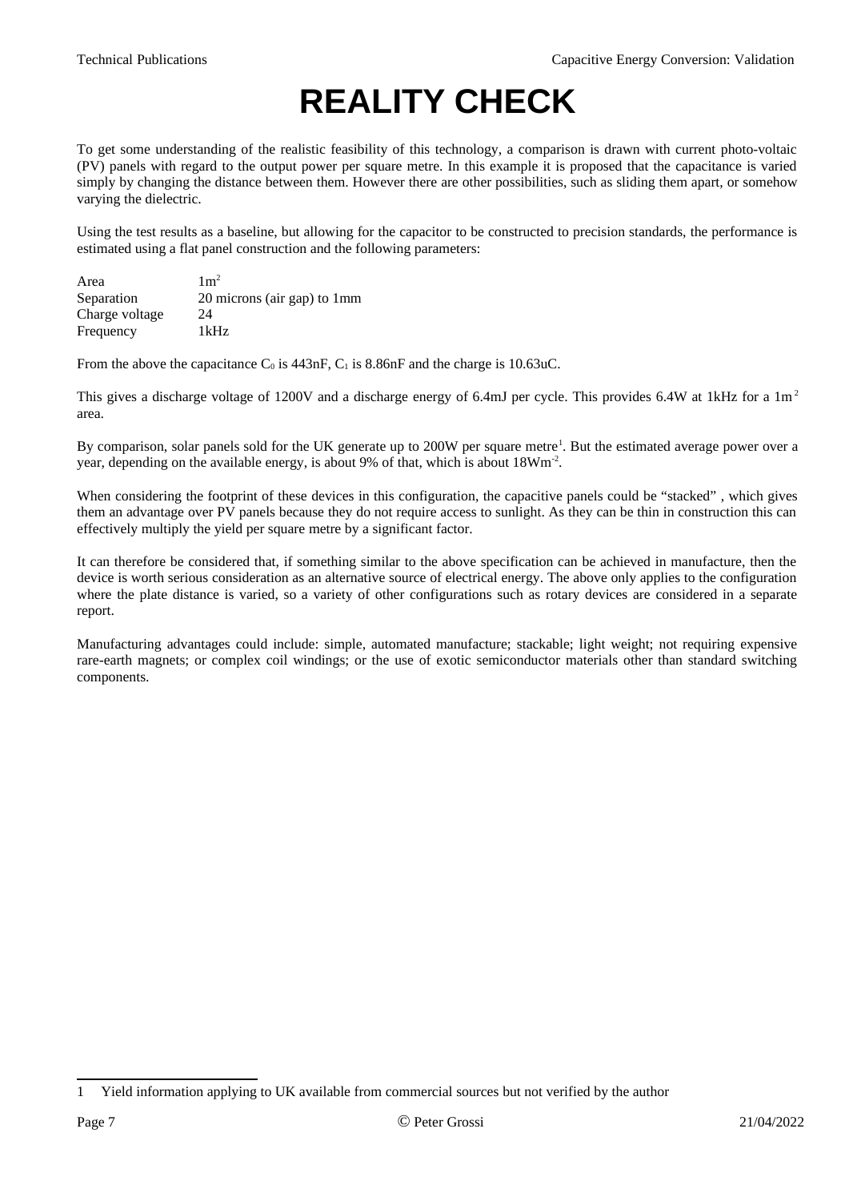# REALITY CHECK

To get some understanding of the realistic feasibility of this technology, a comparison is drawn with current photo-voltaic (PV) panels with regard to the output power per square metre. In this example it is proposed that the capacitance is varied simply by changing the distance between them. However there are other possibilities, such as sliding them apart, or somehow varying the dielectric.

Using the test results as a baseline, but allowing for the capacitor to be constructed to precision standards, the performance is estimated using a flat panel construction and the following parameters:

| | |
|---|---|
| Area | $1m^2$ |
| Separation | 20 microns (air gap) to 1mm |
| Charge voltage | 24 |
| Frequency | 1kHz |

From the above the capacitance $C_0$ is 443nF, $C_1$ is 8.86nF and the charge is 10.63uC.

This gives a discharge voltage of 1200V and a discharge energy of 6.4mJ per cycle. This provides 6.4W at 1kHz for a $1m^2$ area.

By comparison, solar panels sold for the UK generate up to 200W per square metre[1]. But the estimated average power over a year, depending on the available energy, is about 9% of that, which is about $18Wm^{-2}$.

When considering the footprint of these devices in this configuration, the capacitive panels could be "stacked" , which gives them an advantage over PV panels because they do not require access to sunlight. As they can be thin in construction this can effectively multiply the yield per square metre by a significant factor.

It can therefore be considered that, if something similar to the above specification can be achieved in manufacture, then the device is worth serious consideration as an alternative source of electrical energy. The above only applies to the configuration where the plate distance is varied, so a variety of other configurations such as rotary devices are considered in a separate report.

Manufacturing advantages could include: simple, automated manufacture; stackable; light weight; not requiring expensive rare-earth magnets; or complex coil windings; or the use of exotic semiconductor materials other than standard switching components.

1 Yield information applying to UK available from commercial sources but not verified by the author